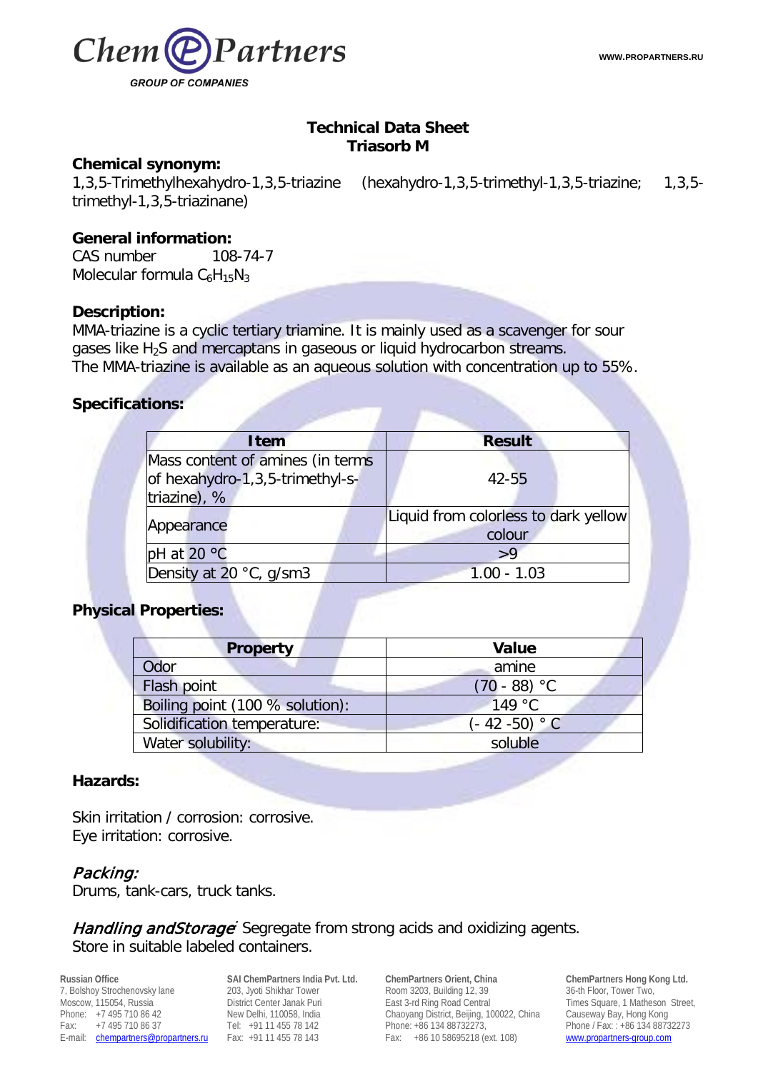# Technical Data Sheet
# Triasorb M

**Chemical synonym:**

1,3,5-Trimethylhexahydro-1,3,5-triazine (hexahydro-1,3,5-trimethyl-1,3,5-triazine; 1,3,5-trimethyl-1,3,5-triazinane)

**General information:**

CAS number 108-74-7

Molecular formula $C_6H_{15}N_3$

**Description:**

MMA-triazine is a cyclic tertiary triamine. It is mainly used as a scavenger for sour gases like $H_2S$ and mercaptans in gaseous or liquid hydrocarbon streams.
The MMA-triazine is available as an aqueous solution with concentration up to 55%.

**Specifications:**

| Item | Result |
|---|---|
| Mass content of amines (in terms of hexahydro-1,3,5-trimethyl-s-triazine), % | 42-55 |
| Appearance | Liquid from colorless to dark yellow colour |
| pH at 20 °C | >9 |
| Density at 20 °C, g/sm3 | 1.00 - 1.03 |

**Physical Properties:**

| Property | Value |
|---|---|
| Odor | amine |
| Flash point | (70 - 88) °C |
| Boiling point (100 % solution): | 149 °C |
| Solidification temperature: | (- 42 -50) ° C |
| Water solubility: | soluble |

**Hazards:**

Skin irritation / corrosion: corrosive.
Eye irritation: corrosive.

*Packing:*
Drums, tank-cars, truck tanks.

*Handling andStorage:* Segregate from strong acids and oxidizing agents.
Store in suitable labeled containers.

**Russian Office**
7, Bolshoy Strochenovsky lane
Moscow, 115054, Russia
Phone: +7 495 710 86 42
Fax: +7 495 710 86 37
E-mail: chempartners@propartners.ru

**SAI ChemPartners India Pvt. Ltd.**
203, Jyoti Shikhar Tower
District Center Janak Puri
New Delhi, 110058, India
Tel: +91 11 455 78 142
Fax: +91 11 455 78 143

**ChemPartners Orient, China**
Room 3203, Building 12, 39
East 3-rd Ring Road Central
Chaoyang District, Beijing, 100022, China
Phone: +86 134 88732273,
Fax: +86 10 58695218 (ext. 108)

**ChemPartners Hong Kong Ltd.**
36-th Floor, Tower Two,
Times Square, 1 Matheson Street,
Causeway Bay, Hong Kong
Phone / Fax: : +86 134 88732273
www.propartners-group.com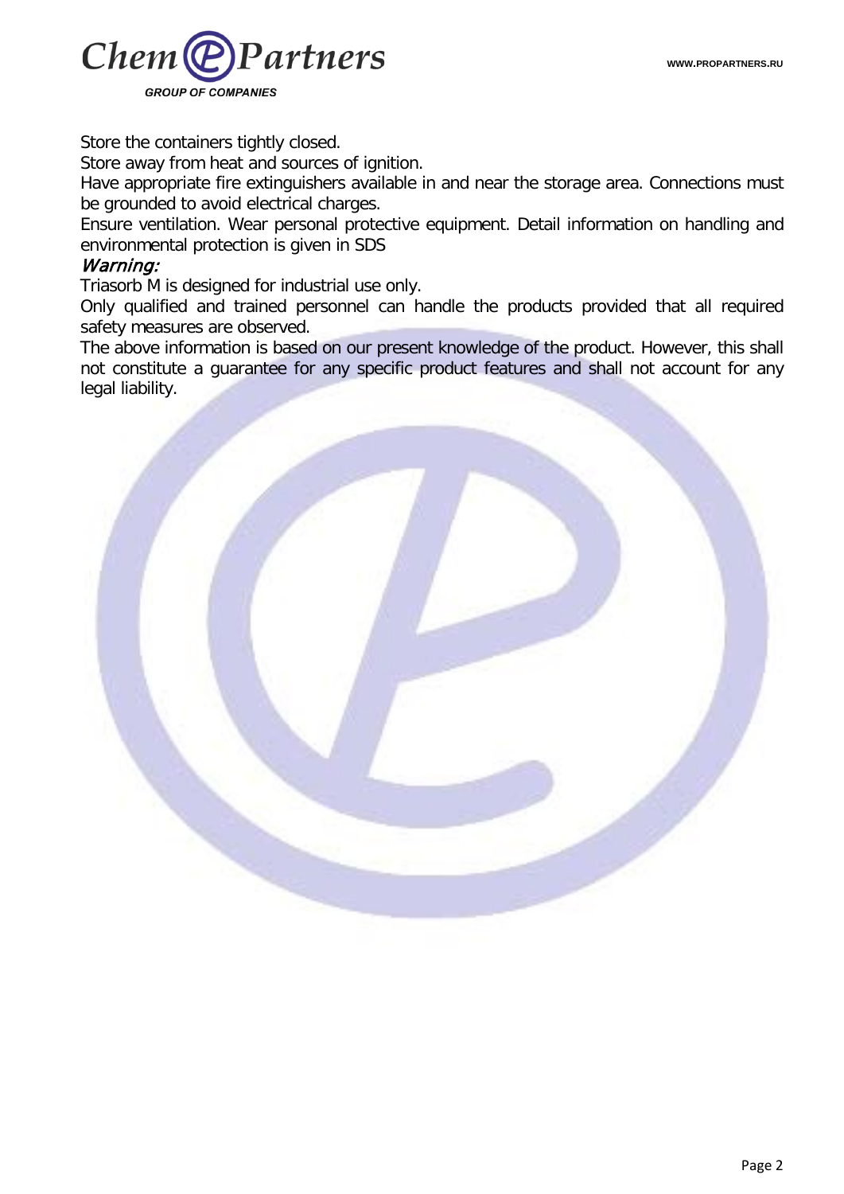Store the containers tightly closed.
Store away from heat and sources of ignition.
Have appropriate fire extinguishers available in and near the storage area. Connections must be grounded to avoid electrical charges.
Ensure ventilation. Wear personal protective equipment. Detail information on handling and environmental protection is given in SDS

*Warning:*

Triasorb M is designed for industrial use only.
Only qualified and trained personnel can handle the products provided that all required safety measures are observed.
The above information is based on our present knowledge of the product. However, this shall not constitute a guarantee for any specific product features and shall not account for any legal liability.